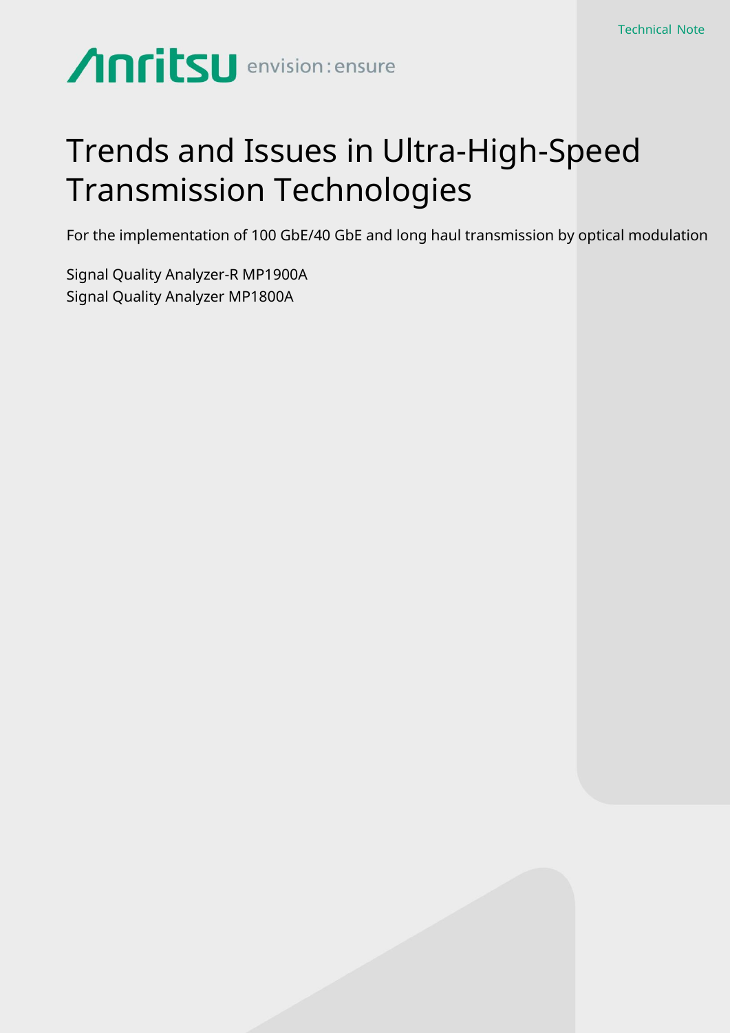Technical Note

Anritsu envision : ensure

# Trends and Issues in Ultra-High-Speed Transmission Technologies

For the implementation of 100 GbE/40 GbE and long haul transmission by optical modulation

Signal Quality Analyzer-R MP1900A
Signal Quality Analyzer MP1800A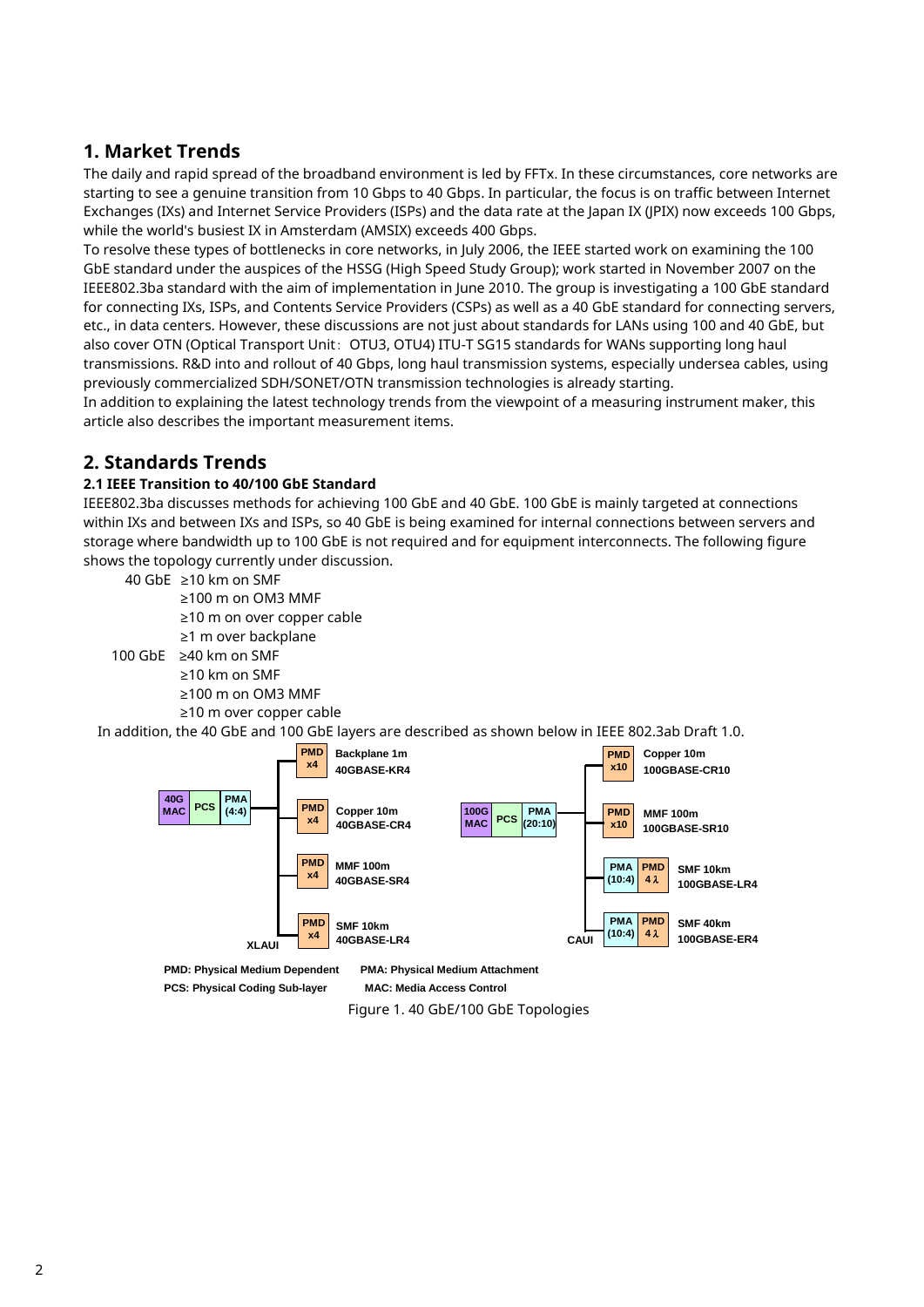## 1. Market Trends

The daily and rapid spread of the broadband environment is led by FFTx. In these circumstances, core networks are starting to see a genuine transition from 10 Gbps to 40 Gbps. In particular, the focus is on traffic between Internet Exchanges (IXs) and Internet Service Providers (ISPs) and the data rate at the Japan IX (JPIX) now exceeds 100 Gbps, while the world's busiest IX in Amsterdam (AMSIX) exceeds 400 Gbps.

To resolve these types of bottlenecks in core networks, in July 2006, the IEEE started work on examining the 100 GbE standard under the auspices of the HSSG (High Speed Study Group); work started in November 2007 on the IEEE802.3ba standard with the aim of implementation in June 2010. The group is investigating a 100 GbE standard for connecting IXs, ISPs, and Contents Service Providers (CSPs) as well as a 40 GbE standard for connecting servers, etc., in data centers. However, these discussions are not just about standards for LANs using 100 and 40 GbE, but also cover OTN (Optical Transport Unit：OTU3, OTU4) ITU-T SG15 standards for WANs supporting long haul transmissions. R&D into and rollout of 40 Gbps, long haul transmission systems, especially undersea cables, using previously commercialized SDH/SONET/OTN transmission technologies is already starting.

In addition to explaining the latest technology trends from the viewpoint of a measuring instrument maker, this article also describes the important measurement items.

## 2. Standards Trends

### 2.1 IEEE Transition to 40/100 GbE Standard

IEEE802.3ba discusses methods for achieving 100 GbE and 40 GbE. 100 GbE is mainly targeted at connections within IXs and between IXs and ISPs, so 40 GbE is being examined for internal connections between servers and storage where bandwidth up to 100 GbE is not required and for equipment interconnects. The following figure shows the topology currently under discussion.

40 GbE ≥10 km on SMF
≥100 m on OM3 MMF
≥10 m on over copper cable
≥1 m over backplane

100 GbE ≥40 km on SMF
≥10 km on SMF
≥100 m on OM3 MMF
≥10 m over copper cable

In addition, the 40 GbE and 100 GbE layers are described as shown below in IEEE 802.3ab Draft 1.0.

40G MAC – PCS – PMA (4:4) – XLAUI:
- PMD x4: Backplane 1m, 40GBASE-KR4
- PMD x4: Copper 10m, 40GBASE-CR4
- PMD x4: MMF 100m, 40GBASE-SR4
- PMD x4: SMF 10km, 40GBASE-LR4

100G MAC – PCS – PMA (20:10) – CAUI:
- PMD x10: Copper 10m, 100GBASE-CR10
- PMD x10: MMF 100m, 100GBASE-SR10
- PMA (10:4) – PMD 4λ: SMF 10km, 100GBASE-LR4
- PMA (10:4) – PMD 4λ: SMF 40km, 100GBASE-ER4

PMD: Physical Medium Dependent PMA: Physical Medium Attachment
PCS: Physical Coding Sub-layer MAC: Media Access Control

Figure 1. 40 GbE/100 GbE Topologies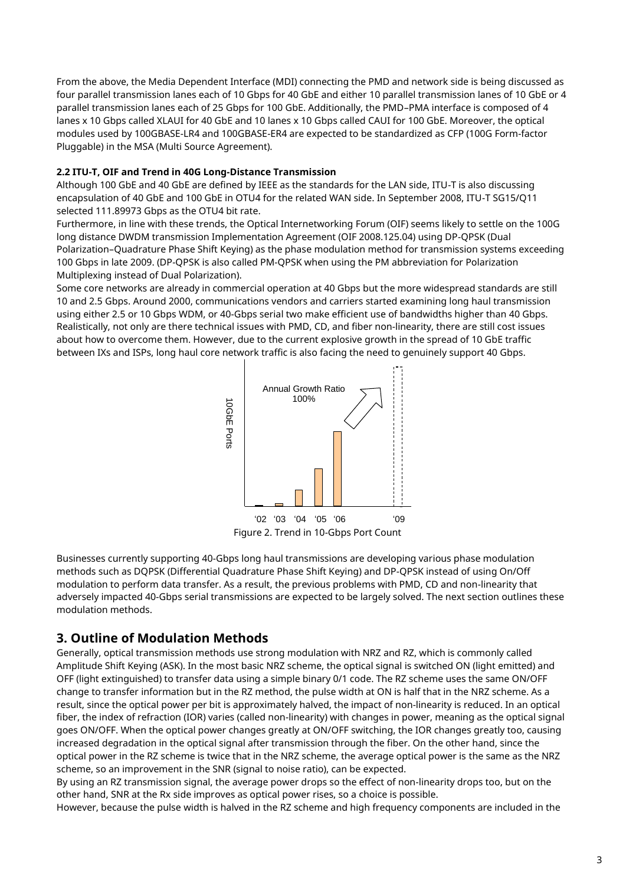From the above, the Media Dependent Interface (MDI) connecting the PMD and network side is being discussed as four parallel transmission lanes each of 10 Gbps for 40 GbE and either 10 parallel transmission lanes of 10 GbE or 4 parallel transmission lanes each of 25 Gbps for 100 GbE. Additionally, the PMD–PMA interface is composed of 4 lanes x 10 Gbps called XLAUI for 40 GbE and 10 lanes x 10 Gbps called CAUI for 100 GbE. Moreover, the optical modules used by 100GBASE-LR4 and 100GBASE-ER4 are expected to be standardized as CFP (100G Form-factor Pluggable) in the MSA (Multi Source Agreement).

**2.2 ITU-T, OIF and Trend in 40G Long-Distance Transmission**

Although 100 GbE and 40 GbE are defined by IEEE as the standards for the LAN side, ITU-T is also discussing encapsulation of 40 GbE and 100 GbE in OTU4 for the related WAN side. In September 2008, ITU-T SG15/Q11 selected 111.89973 Gbps as the OTU4 bit rate.

Furthermore, in line with these trends, the Optical Internetworking Forum (OIF) seems likely to settle on the 100G long distance DWDM transmission Implementation Agreement (OIF 2008.125.04) using DP-QPSK (Dual Polarization–Quadrature Phase Shift Keying) as the phase modulation method for transmission systems exceeding 100 Gbps in late 2009. (DP-QPSK is also called PM-QPSK when using the PM abbreviation for Polarization Multiplexing instead of Dual Polarization).

Some core networks are already in commercial operation at 40 Gbps but the more widespread standards are still 10 and 2.5 Gbps. Around 2000, communications vendors and carriers started examining long haul transmission using either 2.5 or 10 Gbps WDM, or 40-Gbps serial two make efficient use of bandwidths higher than 40 Gbps. Realistically, not only are there technical issues with PMD, CD, and fiber non-linearity, there are still cost issues about how to overcome them. However, due to the current explosive growth in the spread of 10 GbE traffic between IXs and ISPs, long haul core network traffic is also facing the need to genuinely support 40 Gbps.

Figure 2. Trend in 10-Gbps Port Count

Businesses currently supporting 40-Gbps long haul transmissions are developing various phase modulation methods such as DQPSK (Differential Quadrature Phase Shift Keying) and DP-QPSK instead of using On/Off modulation to perform data transfer. As a result, the previous problems with PMD, CD and non-linearity that adversely impacted 40-Gbps serial transmissions are expected to be largely solved. The next section outlines these modulation methods.

## 3. Outline of Modulation Methods

Generally, optical transmission methods use strong modulation with NRZ and RZ, which is commonly called Amplitude Shift Keying (ASK). In the most basic NRZ scheme, the optical signal is switched ON (light emitted) and OFF (light extinguished) to transfer data using a simple binary 0/1 code. The RZ scheme uses the same ON/OFF change to transfer information but in the RZ method, the pulse width at ON is half that in the NRZ scheme. As a result, since the optical power per bit is approximately halved, the impact of non-linearity is reduced. In an optical fiber, the index of refraction (IOR) varies (called non-linearity) with changes in power, meaning as the optical signal goes ON/OFF. When the optical power changes greatly at ON/OFF switching, the IOR changes greatly too, causing increased degradation in the optical signal after transmission through the fiber. On the other hand, since the optical power in the RZ scheme is twice that in the NRZ scheme, the average optical power is the same as the NRZ scheme, so an improvement in the SNR (signal to noise ratio), can be expected.

By using an RZ transmission signal, the average power drops so the effect of non-linearity drops too, but on the other hand, SNR at the Rx side improves as optical power rises, so a choice is possible.

However, because the pulse width is halved in the RZ scheme and high frequency components are included in the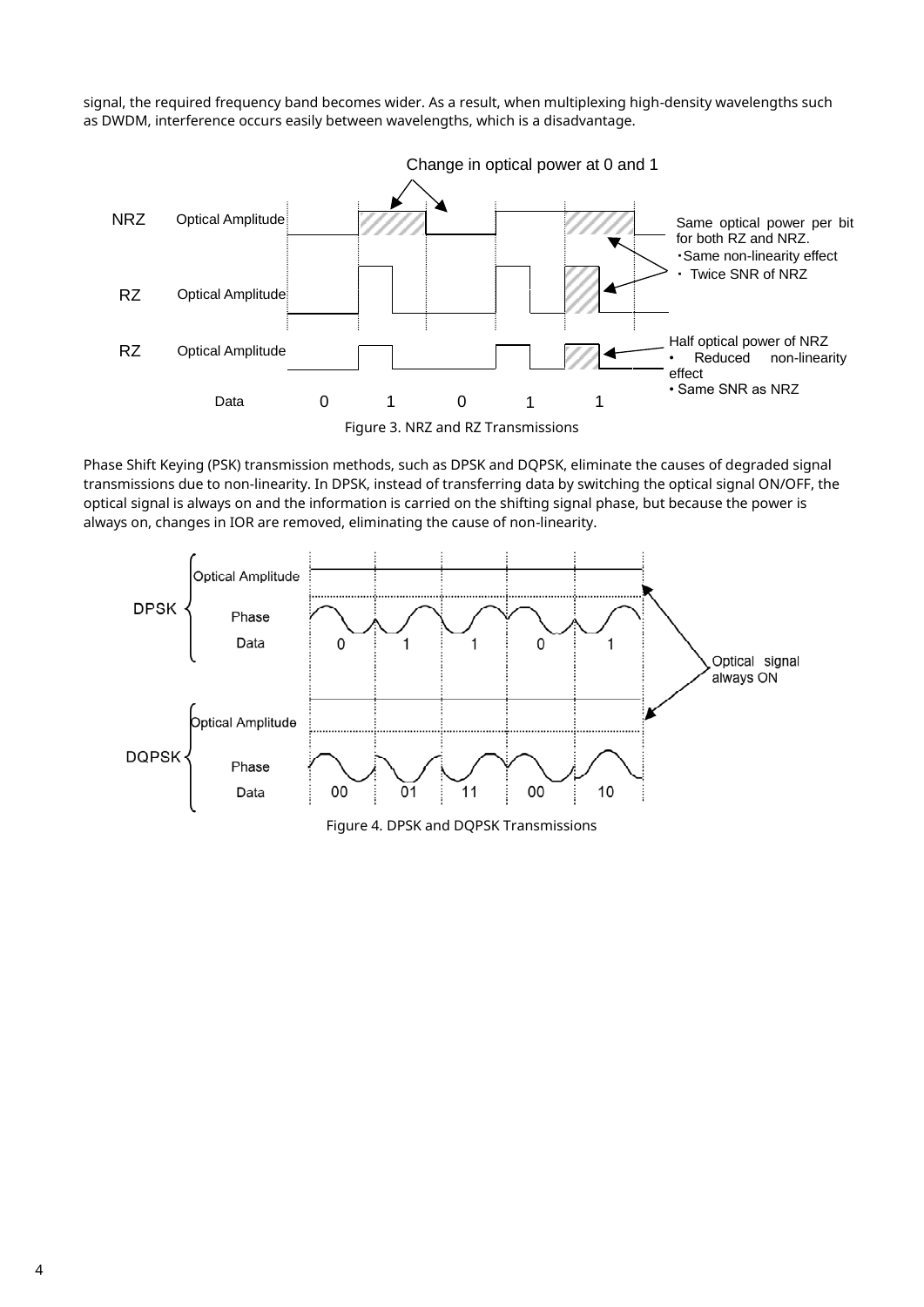signal, the required frequency band becomes wider. As a result, when multiplexing high-density wavelengths such as DWDM, interference occurs easily between wavelengths, which is a disadvantage.

Figure 3. NRZ and RZ Transmissions

Phase Shift Keying (PSK) transmission methods, such as DPSK and DQPSK, eliminate the causes of degraded signal transmissions due to non-linearity. In DPSK, instead of transferring data by switching the optical signal ON/OFF, the optical signal is always on and the information is carried on the shifting signal phase, but because the power is always on, changes in IOR are removed, eliminating the cause of non-linearity.

Figure 4. DPSK and DQPSK Transmissions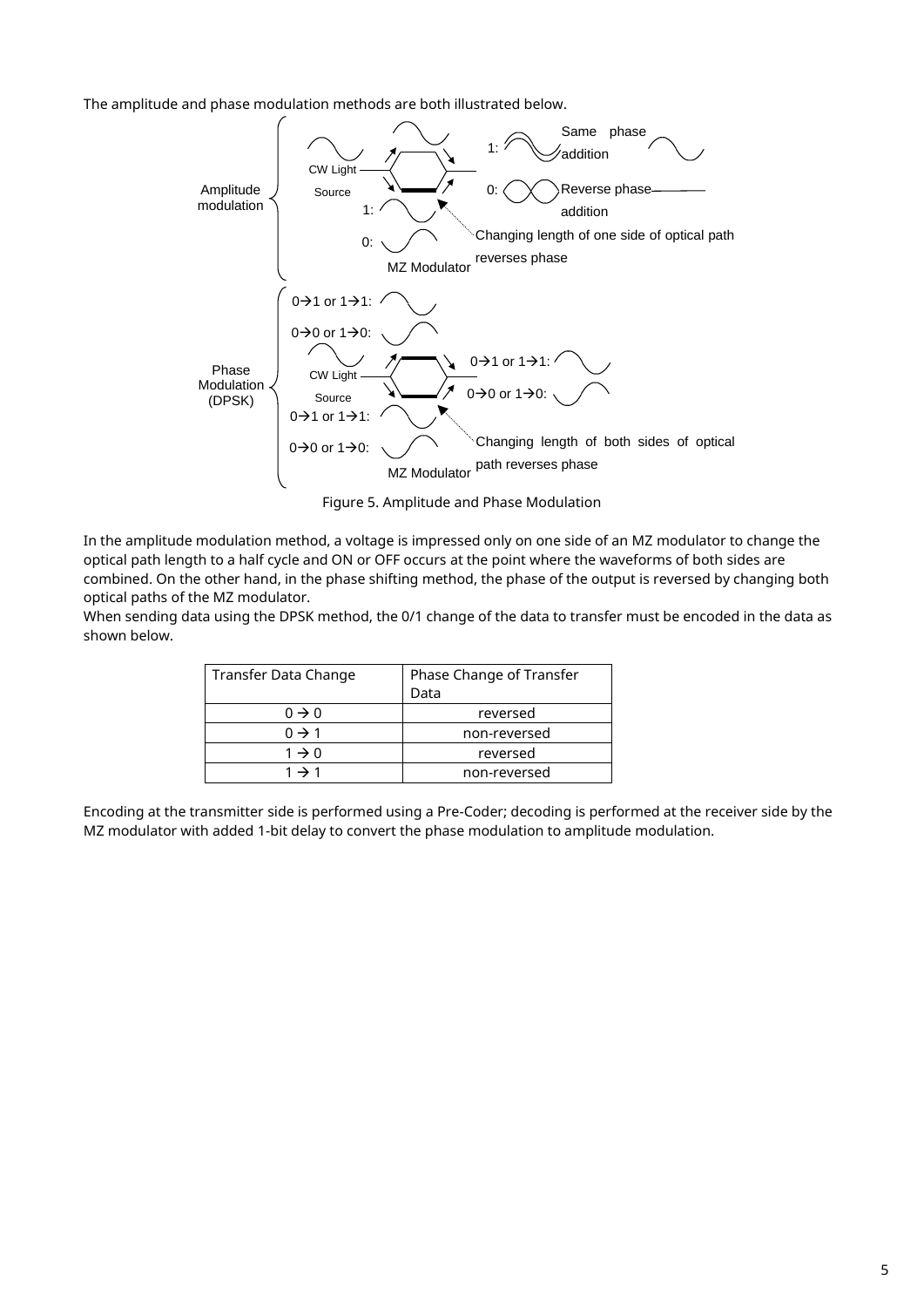The amplitude and phase modulation methods are both illustrated below.

Figure 5. Amplitude and Phase Modulation

In the amplitude modulation method, a voltage is impressed only on one side of an MZ modulator to change the optical path length to a half cycle and ON or OFF occurs at the point where the waveforms of both sides are combined. On the other hand, in the phase shifting method, the phase of the output is reversed by changing both optical paths of the MZ modulator.

When sending data using the DPSK method, the 0/1 change of the data to transfer must be encoded in the data as shown below.

| Transfer Data Change | Phase Change of Transfer Data |
|---|---|
| 0 → 0 | reversed |
| 0 → 1 | non-reversed |
| 1 → 0 | reversed |
| 1 → 1 | non-reversed |

Encoding at the transmitter side is performed using a Pre-Coder; decoding is performed at the receiver side by the MZ modulator with added 1-bit delay to convert the phase modulation to amplitude modulation.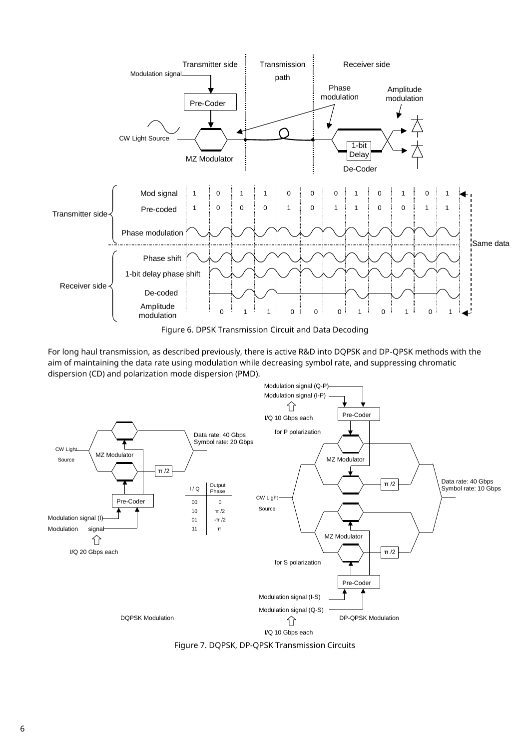Figure 6. DPSK Transmission Circuit and Data Decoding

For long haul transmission, as described previously, there is active R&D into DQPSK and DP-QPSK methods with the aim of maintaining the data rate using modulation while decreasing symbol rate, and suppressing chromatic dispersion (CD) and polarization mode dispersion (PMD).

| I / Q | Output Phase |
|---|---|
| 00 | 0 |
| 10 | π /2 |
| 01 | -π /2 |
| 11 | π |

Figure 7. DQPSK, DP-QPSK Transmission Circuits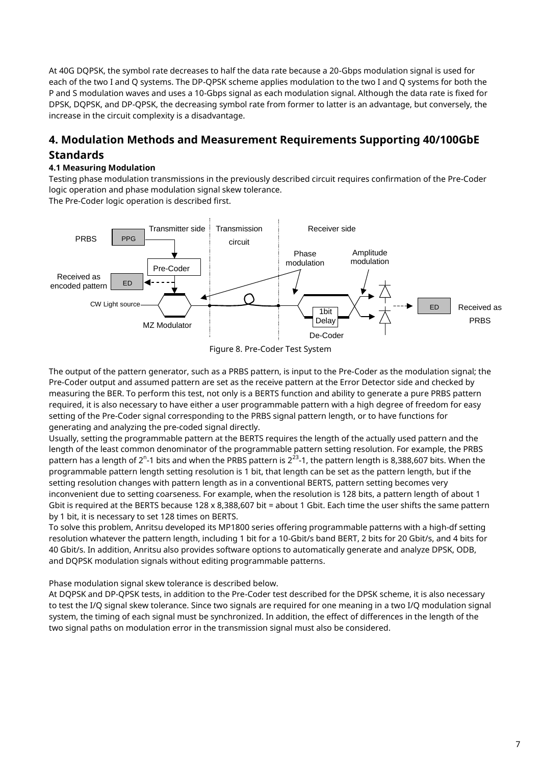At 40G DQPSK, the symbol rate decreases to half the data rate because a 20-Gbps modulation signal is used for each of the two I and Q systems. The DP-QPSK scheme applies modulation to the two I and Q systems for both the P and S modulation waves and uses a 10-Gbps signal as each modulation signal. Although the data rate is fixed for DPSK, DQPSK, and DP-QPSK, the decreasing symbol rate from former to latter is an advantage, but conversely, the increase in the circuit complexity is a disadvantage.

## 4. Modulation Methods and Measurement Requirements Supporting 40/100GbE Standards

### 4.1 Measuring Modulation

Testing phase modulation transmissions in the previously described circuit requires confirmation of the Pre-Coder logic operation and phase modulation signal skew tolerance.
The Pre-Coder logic operation is described first.

Figure 8. Pre-Coder Test System

The output of the pattern generator, such as a PRBS pattern, is input to the Pre-Coder as the modulation signal; the Pre-Coder output and assumed pattern are set as the receive pattern at the Error Detector side and checked by measuring the BER. To perform this test, not only is a BERTS function and ability to generate a pure PRBS pattern required, it is also necessary to have either a user programmable pattern with a high degree of freedom for easy setting of the Pre-Coder signal corresponding to the PRBS signal pattern length, or to have functions for generating and analyzing the pre-coded signal directly.
Usually, setting the programmable pattern at the BERTS requires the length of the actually used pattern and the length of the least common denominator of the programmable pattern setting resolution. For example, the PRBS pattern has a length of $2^n$-1 bits and when the PRBS pattern is $2^{23}$-1, the pattern length is 8,388,607 bits. When the programmable pattern length setting resolution is 1 bit, that length can be set as the pattern length, but if the setting resolution changes with pattern length as in a conventional BERTS, pattern setting becomes very inconvenient due to setting coarseness. For example, when the resolution is 128 bits, a pattern length of about 1 Gbit is required at the BERTS because 128 x 8,388,607 bit = about 1 Gbit. Each time the user shifts the same pattern by 1 bit, it is necessary to set 128 times on BERTS.
To solve this problem, Anritsu developed its MP1800 series offering programmable patterns with a high-df setting resolution whatever the pattern length, including 1 bit for a 10-Gbit/s band BERT, 2 bits for 20 Gbit/s, and 4 bits for 40 Gbit/s. In addition, Anritsu also provides software options to automatically generate and analyze DPSK, ODB, and DQPSK modulation signals without editing programmable patterns.

Phase modulation signal skew tolerance is described below.
At DQPSK and DP-QPSK tests, in addition to the Pre-Coder test described for the DPSK scheme, it is also necessary to test the I/Q signal skew tolerance. Since two signals are required for one meaning in a two I/Q modulation signal system, the timing of each signal must be synchronized. In addition, the effect of differences in the length of the two signal paths on modulation error in the transmission signal must also be considered.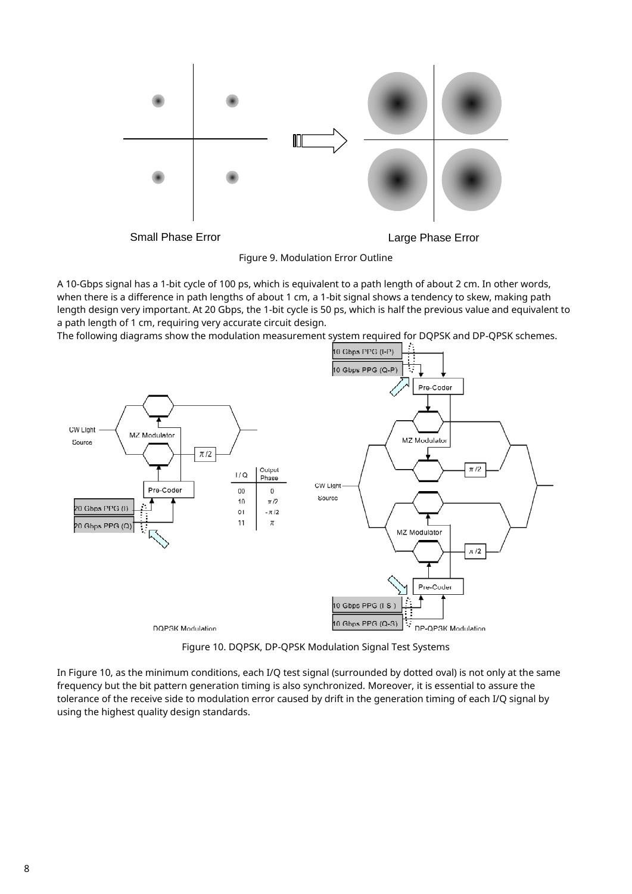Small Phase Error

Large Phase Error

Figure 9. Modulation Error Outline

A 10-Gbps signal has a 1-bit cycle of 100 ps, which is equivalent to a path length of about 2 cm. In other words, when there is a difference in path lengths of about 1 cm, a 1-bit signal shows a tendency to skew, making path length design very important. At 20 Gbps, the 1-bit cycle is 50 ps, which is half the previous value and equivalent to a path length of 1 cm, requiring very accurate circuit design.

The following diagrams show the modulation measurement system required for DQPSK and DP-QPSK schemes.

| I / Q | Output Phase |
|---|---|
| 00 | 0 |
| 10 | $\pi/2$ |
| 01 | $-\pi/2$ |
| 11 | $\pi$ |

Figure 10. DQPSK, DP-QPSK Modulation Signal Test Systems

In Figure 10, as the minimum conditions, each I/Q test signal (surrounded by dotted oval) is not only at the same frequency but the bit pattern generation timing is also synchronized. Moreover, it is essential to assure the tolerance of the receive side to modulation error caused by drift in the generation timing of each I/Q signal by using the highest quality design standards.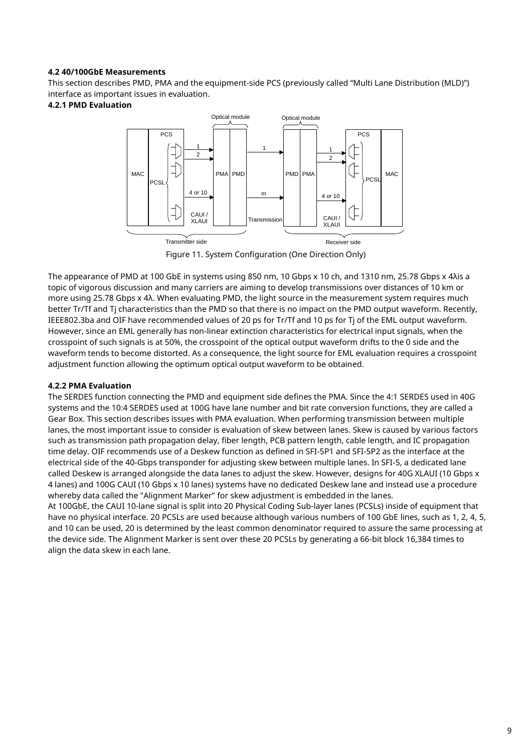### 4.2 40/100GbE Measurements

This section describes PMD, PMA and the equipment-side PCS (previously called “Multi Lane Distribution (MLD)”) interface as important issues in evaluation.

### 4.2.1 PMD Evaluation

Figure 11. System Configuration (One Direction Only)

The appearance of PMD at 100 GbE in systems using 850 nm, 10 Gbps x 10 ch, and 1310 nm, 25.78 Gbps x 4λis a topic of vigorous discussion and many carriers are aiming to develop transmissions over distances of 10 km or more using 25.78 Gbps x 4λ. When evaluating PMD, the light source in the measurement system requires much better Tr/Tf and Tj characteristics than the PMD so that there is no impact on the PMD output waveform. Recently, IEEE802.3ba and OIF have recommended values of 20 ps for Tr/Tf and 10 ps for Tj of the EML output waveform. However, since an EML generally has non-linear extinction characteristics for electrical input signals, when the crosspoint of such signals is at 50%, the crosspoint of the optical output waveform drifts to the 0 side and the waveform tends to become distorted. As a consequence, the light source for EML evaluation requires a crosspoint adjustment function allowing the optimum optical output waveform to be obtained.

### 4.2.2 PMA Evaluation

The SERDES function connecting the PMD and equipment side defines the PMA. Since the 4:1 SERDES used in 40G systems and the 10:4 SERDES used at 100G have lane number and bit rate conversion functions, they are called a Gear Box. This section describes issues with PMA evaluation. When performing transmission between multiple lanes, the most important issue to consider is evaluation of skew between lanes. Skew is caused by various factors such as transmission path propagation delay, fiber length, PCB pattern length, cable length, and IC propagation time delay. OIF recommends use of a Deskew function as defined in SFI-5P1 and SFI-5P2 as the interface at the electrical side of the 40-Gbps transponder for adjusting skew between multiple lanes. In SFI-5, a dedicated lane called Deskew is arranged alongside the data lanes to adjust the skew. However, designs for 40G XLAUI (10 Gbps x 4 lanes) and 100G CAUI (10 Gbps x 10 lanes) systems have no dedicated Deskew lane and instead use a procedure whereby data called the "Alignment Marker" for skew adjustment is embedded in the lanes.

At 100GbE, the CAUI 10-lane signal is split into 20 Physical Coding Sub-layer lanes (PCSLs) inside of equipment that have no physical interface. 20 PCSLs are used because although various numbers of 100 GbE lines, such as 1, 2, 4, 5, and 10 can be used, 20 is determined by the least common denominator required to assure the same processing at the device side. The Alignment Marker is sent over these 20 PCSLs by generating a 66-bit block 16,384 times to align the data skew in each lane.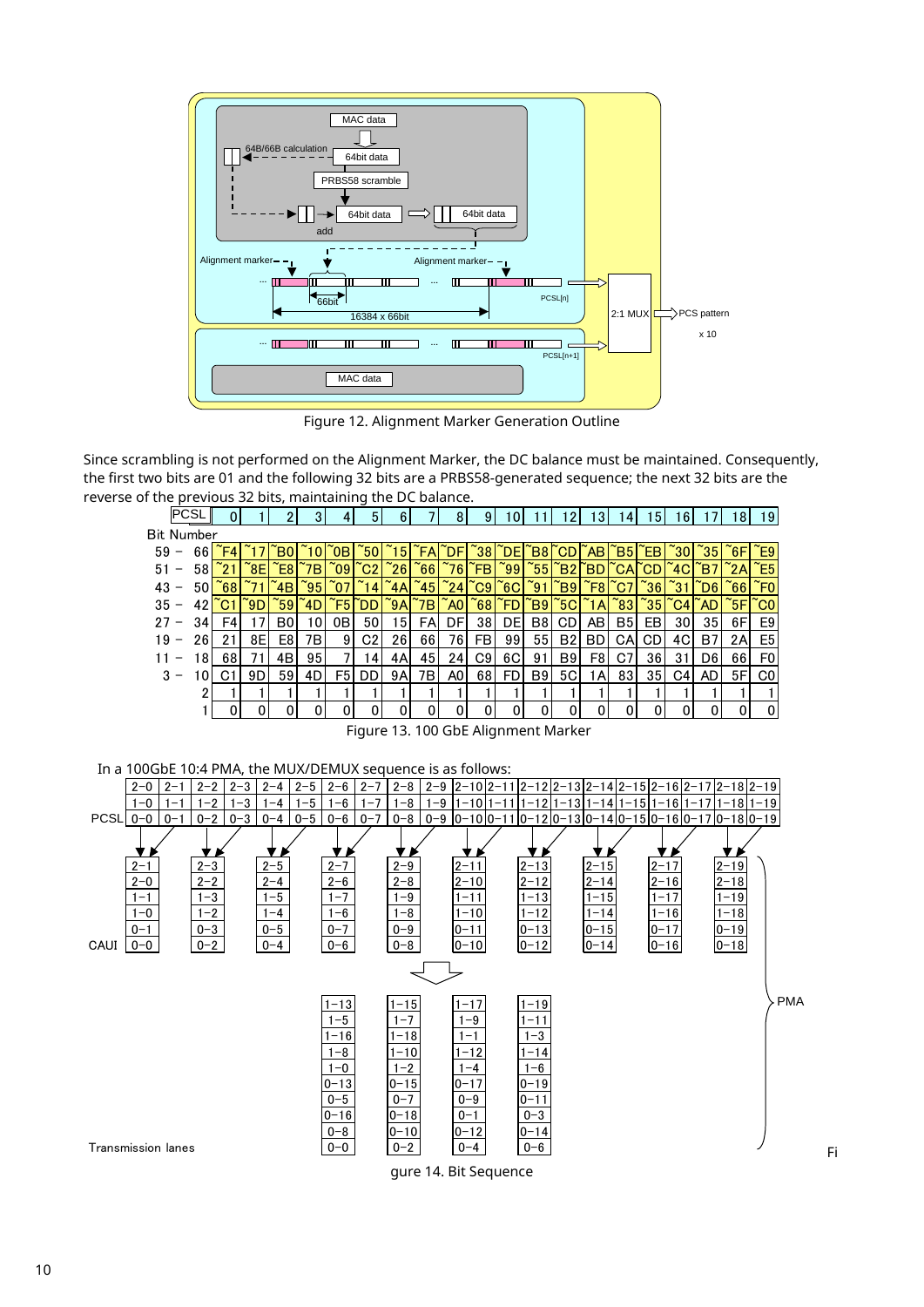Figure 12. Alignment Marker Generation Outline

Since scrambling is not performed on the Alignment Marker, the DC balance must be maintained. Consequently, the first two bits are 01 and the following 32 bits are a PRBS58-generated sequence; the next 32 bits are the reverse of the previous 32 bits, maintaining the DC balance.

| PCSL / Bit Number | 0 | 1 | 2 | 3 | 4 | 5 | 6 | 7 | 8 | 9 | 10 | 11 | 12 | 13 | 14 | 15 | 16 | 17 | 18 | 19 |
|---|---|---|---|---|---|---|---|---|---|---|---|---|---|---|---|---|---|---|---|---|
| 59 – 66 | ~F4 | ~17 | ~B0 | ~10 | ~0B | ~50 | ~15 | ~FA | ~DF | ~38 | ~DE | ~B8 | ~CD | ~AB | ~B5 | ~EB | ~30 | ~35 | ~6F | ~E9 |
| 51 – 58 | ~21 | ~8E | ~E8 | ~7B | ~09 | ~C2 | ~26 | ~66 | ~76 | ~FB | ~99 | ~55 | ~B2 | ~BD | ~CA | ~CD | ~4C | ~B7 | ~2A | ~E5 |
| 43 – 50 | ~68 | ~71 | ~4B | ~95 | ~07 | ~14 | ~4A | ~45 | ~24 | ~C9 | ~6C | ~91 | ~B9 | ~F8 | ~C7 | ~36 | ~31 | ~D6 | ~66 | ~F0 |
| 35 – 42 | ~C1 | ~9D | ~59 | ~4D | ~F5 | ~DD | ~9A | ~7B | ~A0 | ~68 | ~FD | ~B9 | ~5C | ~1A | ~83 | ~35 | ~C4 | ~AD | ~5F | ~C0 |
| 27 – 34 | F4 | 17 | B0 | 10 | 0B | 50 | 15 | FA | DF | 38 | DE | B8 | CD | AB | B5 | EB | 30 | 35 | 6F | E9 |
| 19 – 26 | 21 | 8E | E8 | 7B | 9 | C2 | 26 | 66 | 76 | FB | 99 | 55 | B2 | BD | CA | CD | 4C | B7 | 2A | E5 |
| 11 – 18 | 68 | 71 | 4B | 95 | 7 | 14 | 4A | 45 | 24 | C9 | 6C | 91 | B9 | F8 | C7 | 36 | 31 | D6 | 66 | F0 |
| 3 – 10 | C1 | 9D | 59 | 4D | F5 | DD | 9A | 7B | A0 | 68 | FD | B9 | 5C | 1A | 83 | 35 | C4 | AD | 5F | C0 |
| 2 | 1 | 1 | 1 | 1 | 1 | 1 | 1 | 1 | 1 | 1 | 1 | 1 | 1 | 1 | 1 | 1 | 1 | 1 | 1 | 1 |
| 1 | 0 | 0 | 0 | 0 | 0 | 0 | 0 | 0 | 0 | 0 | 0 | 0 | 0 | 0 | 0 | 0 | 0 | 0 | 0 | 0 |

Figure 13. 100 GbE Alignment Marker

In a 100GbE 10:4 PMA, the MUX/DEMUX sequence is as follows:

Figure 14. Bit Sequence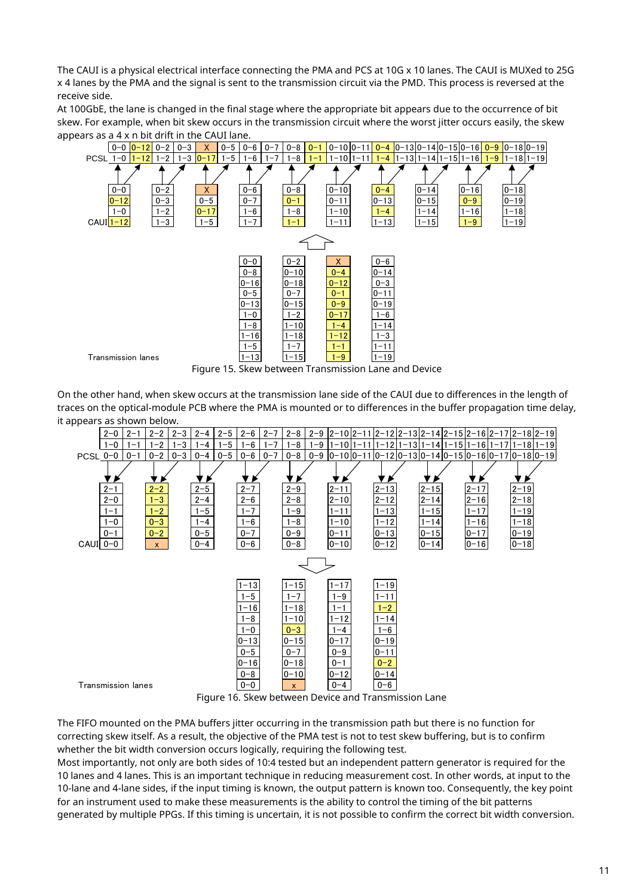The CAUI is a physical electrical interface connecting the PMA and PCS at 10G x 10 lanes. The CAUI is MUXed to 25G x 4 lanes by the PMA and the signal is sent to the transmission circuit via the PMD. This process is reversed at the receive side.

At 100GbE, the lane is changed in the final stage where the appropriate bit appears due to the occurrence of bit skew. For example, when bit skew occurs in the transmission circuit where the worst jitter occurs easily, the skew appears as a 4 x n bit drift in the CAUI lane.

Figure 15. Skew between Transmission Lane and Device

On the other hand, when skew occurs at the transmission lane side of the CAUI due to differences in the length of traces on the optical-module PCB where the PMA is mounted or to differences in the buffer propagation time delay, it appears as shown below.

Figure 16. Skew between Device and Transmission Lane

The FIFO mounted on the PMA buffers jitter occurring in the transmission path but there is no function for correcting skew itself. As a result, the objective of the PMA test is not to test skew buffering, but is to confirm whether the bit width conversion occurs logically, requiring the following test.

Most importantly, not only are both sides of 10:4 tested but an independent pattern generator is required for the 10 lanes and 4 lanes. This is an important technique in reducing measurement cost. In other words, at input to the 10-lane and 4-lane sides, if the input timing is known, the output pattern is known too. Consequently, the key point for an instrument used to make these measurements is the ability to control the timing of the bit patterns generated by multiple PPGs. If this timing is uncertain, it is not possible to confirm the correct bit width conversion.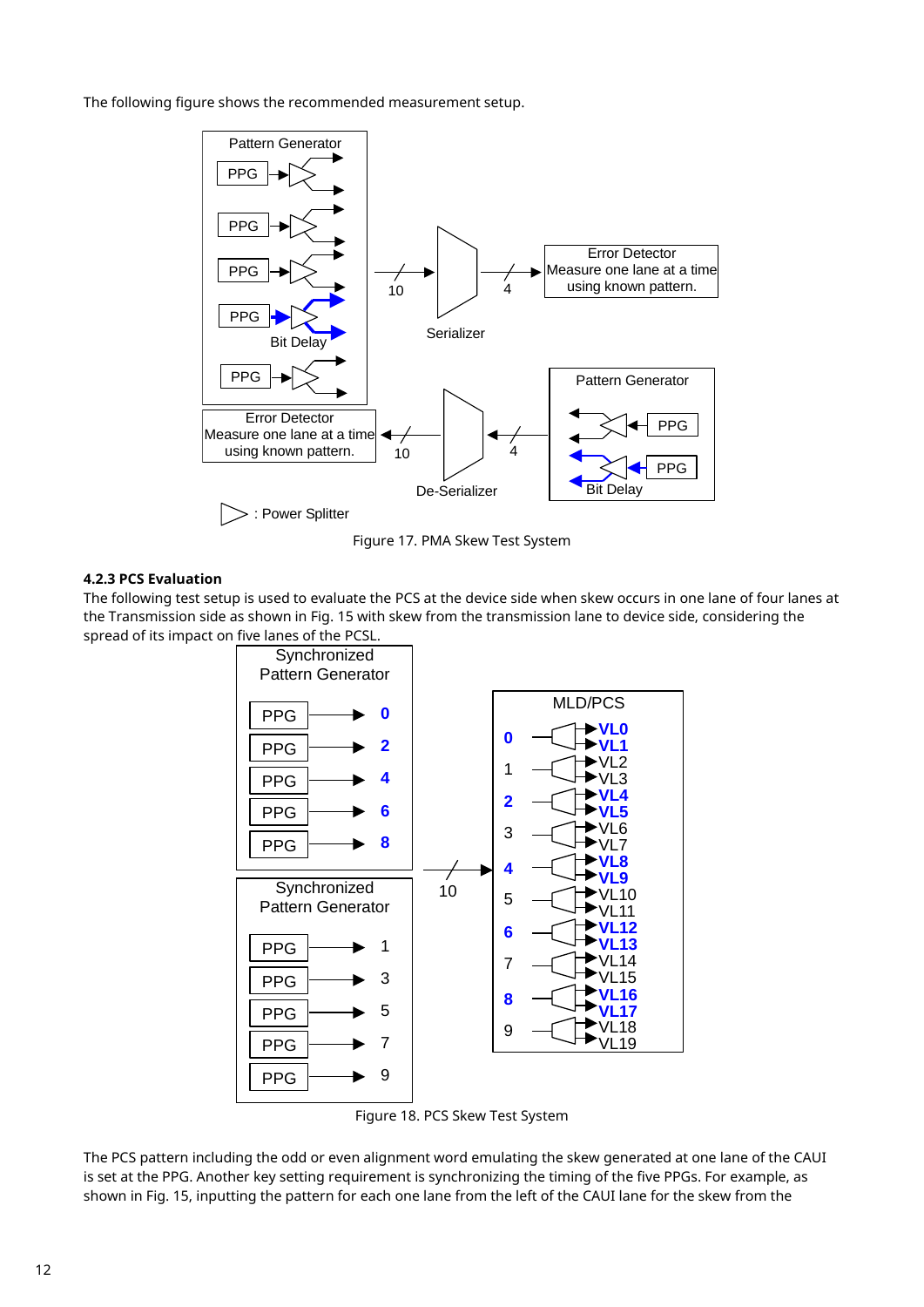The following figure shows the recommended measurement setup.

Figure 17. PMA Skew Test System

### 4.2.3 PCS Evaluation

The following test setup is used to evaluate the PCS at the device side when skew occurs in one lane of four lanes at the Transmission side as shown in Fig. 15 with skew from the transmission lane to device side, considering the spread of its impact on five lanes of the PCSL.

Figure 18. PCS Skew Test System

The PCS pattern including the odd or even alignment word emulating the skew generated at one lane of the CAUI is set at the PPG. Another key setting requirement is synchronizing the timing of the five PPGs. For example, as shown in Fig. 15, inputting the pattern for each one lane from the left of the CAUI lane for the skew from the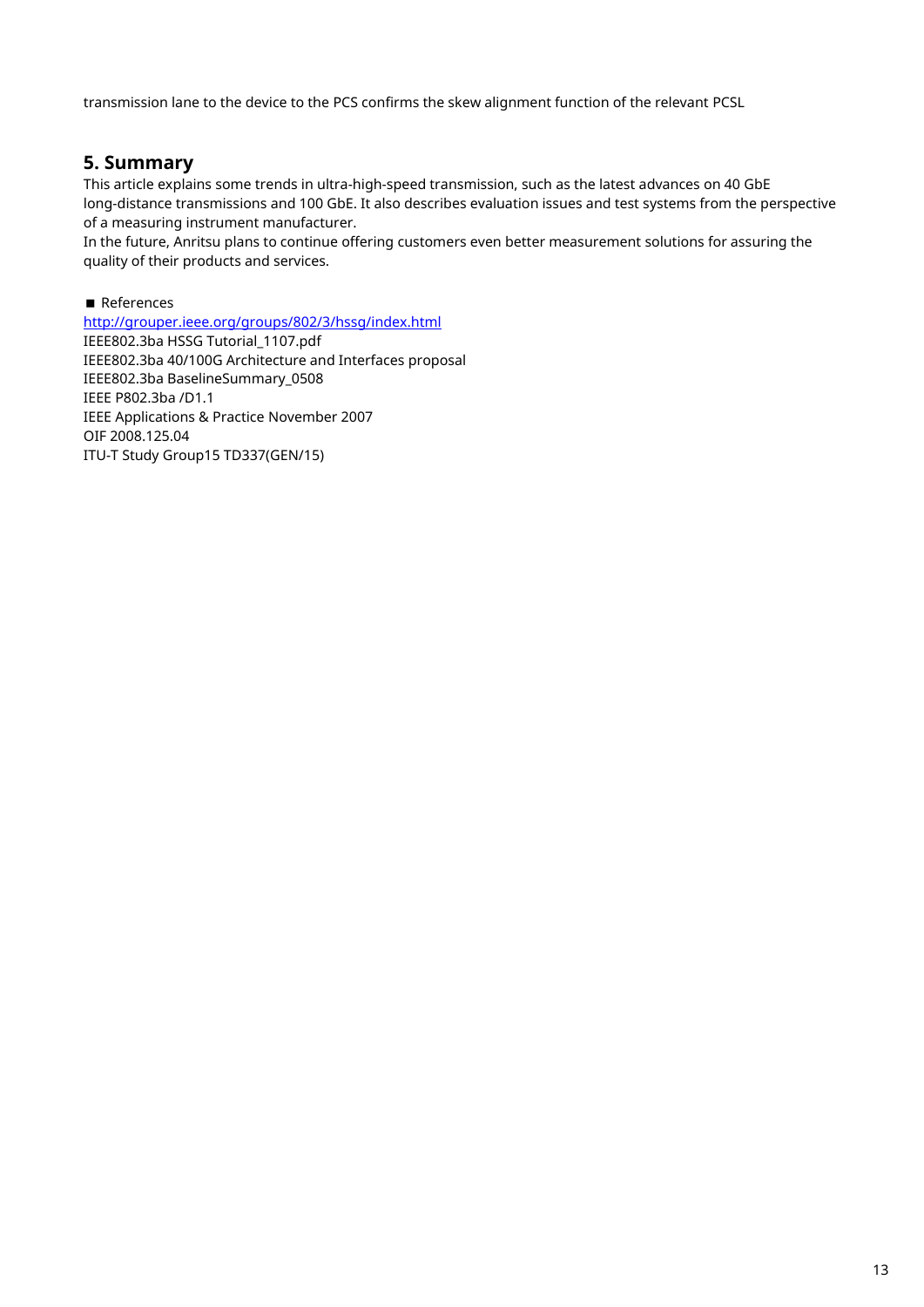transmission lane to the device to the PCS confirms the skew alignment function of the relevant PCSL

## 5. Summary

This article explains some trends in ultra-high-speed transmission, such as the latest advances on 40 GbE long-distance transmissions and 100 GbE. It also describes evaluation issues and test systems from the perspective of a measuring instrument manufacturer.
In the future, Anritsu plans to continue offering customers even better measurement solutions for assuring the quality of their products and services.

■ References

http://grouper.ieee.org/groups/802/3/hssg/index.html
IEEE802.3ba HSSG Tutorial_1107.pdf
IEEE802.3ba 40/100G Architecture and Interfaces proposal
IEEE802.3ba BaselineSummary_0508
IEEE P802.3ba /D1.1
IEEE Applications & Practice November 2007
OIF 2008.125.04
ITU-T Study Group15 TD337(GEN/15)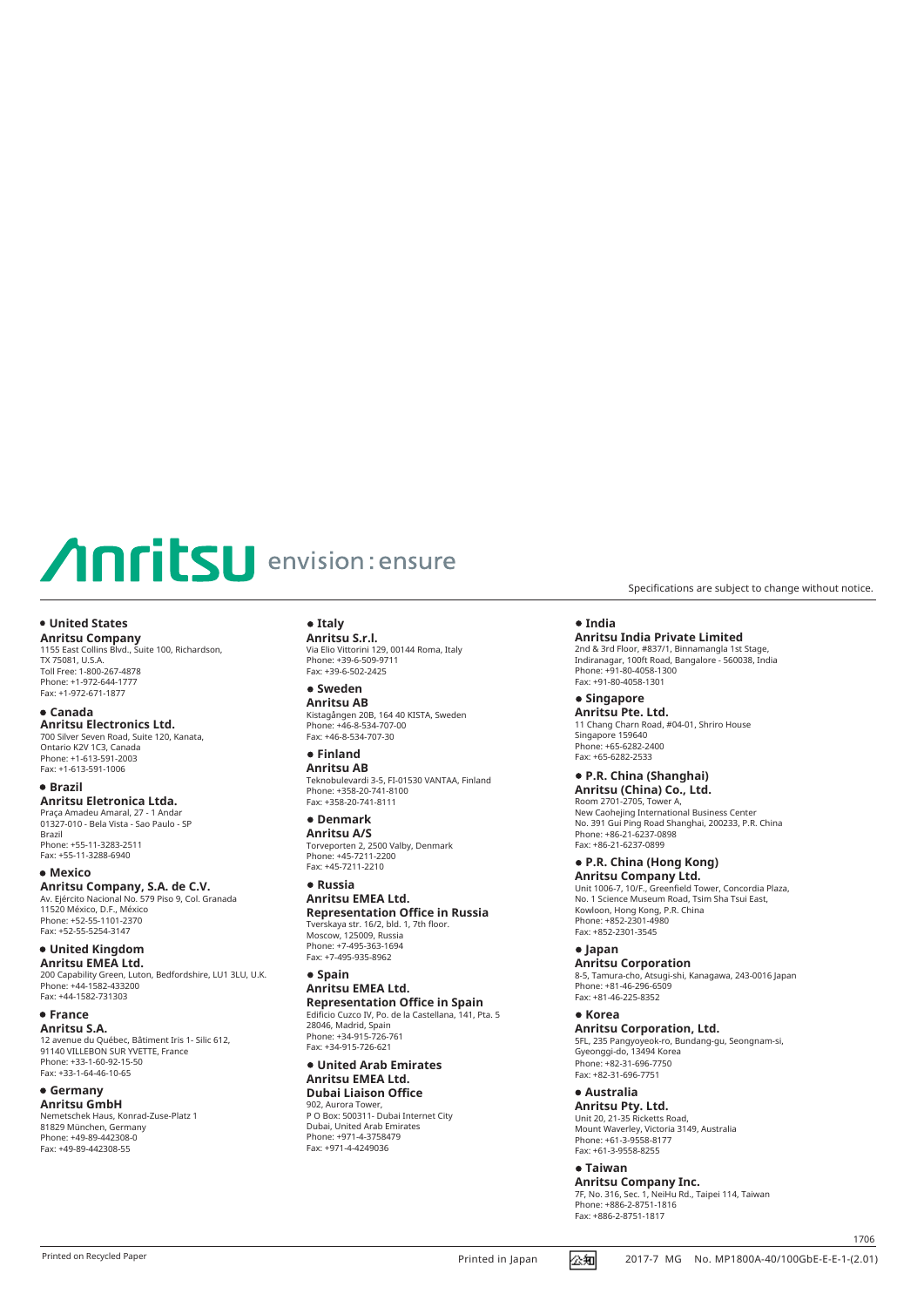Anritsu envision : ensure

Specifications are subject to change without notice.

- **United States**

**Anritsu Company**
1155 East Collins Blvd., Suite 100, Richardson, TX 75081, U.S.A.
Toll Free: 1-800-267-4878
Phone: +1-972-644-1777
Fax: +1-972-671-1877

- **Canada**

**Anritsu Electronics Ltd.**
700 Silver Seven Road, Suite 120, Kanata, Ontario K2V 1C3, Canada
Phone: +1-613-591-2003
Fax: +1-613-591-1006

- **Brazil**

**Anritsu Eletronica Ltda.**
Praça Amadeu Amaral, 27 - 1 Andar
01327-010 - Bela Vista - Sao Paulo - SP
Brazil
Phone: +55-11-3283-2511
Fax: +55-11-3288-6940

- **Mexico**

**Anritsu Company, S.A. de C.V.**
Av. Ejército Nacional No. 579 Piso 9, Col. Granada
11520 México, D.F., México
Phone: +52-55-1101-2370
Fax: +52-55-5254-3147

- **United Kingdom**

**Anritsu EMEA Ltd.**
200 Capability Green, Luton, Bedfordshire, LU1 3LU, U.K.
Phone: +44-1582-433200
Fax: +44-1582-731303

- **France**

**Anritsu S.A.**
12 avenue du Québec, Bâtiment Iris 1- Silic 612,
91140 VILLEBON SUR YVETTE, France
Phone: +33-1-60-92-15-50
Fax: +33-1-64-46-10-65

- **Germany**

**Anritsu GmbH**
Nemetschek Haus, Konrad-Zuse-Platz 1
81829 München, Germany
Phone: +49-89-442308-0
Fax: +49-89-442308-55

- **Italy**

**Anritsu S.r.l.**
Via Elio Vittorini 129, 00144 Roma, Italy
Phone: +39-6-509-9711
Fax: +39-6-502-2425

- **Sweden**

**Anritsu AB**
Kistagången 20B, 164 40 KISTA, Sweden
Phone: +46-8-534-707-00
Fax: +46-8-534-707-30

- **Finland**

**Anritsu AB**
Teknobulevardi 3-5, FI-01530 VANTAA, Finland
Phone: +358-20-741-8100
Fax: +358-20-741-8111

- **Denmark**

**Anritsu A/S**
Torveporten 2, 2500 Valby, Denmark
Phone: +45-7211-2200
Fax: +45-7211-2210

- **Russia**

**Anritsu EMEA Ltd.**
**Representation Office in Russia**
Tverskaya str. 16/2, bld. 1, 7th floor.
Moscow, 125009, Russia
Phone: +7-495-363-1694
Fax: +7-495-935-8962

- **Spain**

**Anritsu EMEA Ltd.**
**Representation Office in Spain**
Edificio Cuzco IV, Po. de la Castellana, 141, Pta. 5
28046, Madrid, Spain
Phone: +34-915-726-761
Fax: +34-915-726-621

- **United Arab Emirates**

**Anritsu EMEA Ltd.**
**Dubai Liaison Office**
902, Aurora Tower,
P O Box: 500311- Dubai Internet City
Dubai, United Arab Emirates
Phone: +971-4-3758479
Fax: +971-4-4249036

- **India**

**Anritsu India Private Limited**
2nd & 3rd Floor, #837/1, Binnamangla 1st Stage, Indiranagar, 100ft Road, Bangalore - 560038, India
Phone: +91-80-4058-1300
Fax: +91-80-4058-1301

- **Singapore**

**Anritsu Pte. Ltd.**
11 Chang Charn Road, #04-01, Shriro House
Singapore 159640
Phone: +65-6282-2400
Fax: +65-6282-2533

- **P.R. China (Shanghai)**

**Anritsu (China) Co., Ltd.**
Room 2701-2705, Tower A,
New Caohejing International Business Center
No. 391 Gui Ping Road Shanghai, 200233, P.R. China
Phone: +86-21-6237-0898
Fax: +86-21-6237-0899

- **P.R. China (Hong Kong)**

**Anritsu Company Ltd.**
Unit 1006-7, 10/F., Greenfield Tower, Concordia Plaza,
No. 1 Science Museum Road, Tsim Sha Tsui East,
Kowloon, Hong Kong, P.R. China
Phone: +852-2301-4980
Fax: +852-2301-3545

- **Japan**

**Anritsu Corporation**
8-5, Tamura-cho, Atsugi-shi, Kanagawa, 243-0016 Japan
Phone: +81-46-296-6509
Fax: +81-46-225-8352

- **Korea**

**Anritsu Corporation, Ltd.**
5FL, 235 Pangyoyeok-ro, Bundang-gu, Seongnam-si, Gyeonggi-do, 13494 Korea
Phone: +82-31-696-7750
Fax: +82-31-696-7751

- **Australia**

**Anritsu Pty. Ltd.**
Unit 20, 21-35 Ricketts Road,
Mount Waverley, Victoria 3149, Australia
Phone: +61-3-9558-8177
Fax: +61-3-9558-8255

- **Taiwan**

**Anritsu Company Inc.**
7F, No. 316, Sec. 1, NeiHu Rd., Taipei 114, Taiwan
Phone: +886-2-8751-1816
Fax: +886-2-8751-1817

1706

Printed on Recycled Paper

Printed in Japan 公知 2017-7 MG No. MP1800A-40/100GbE-E-E-1-(2.01)